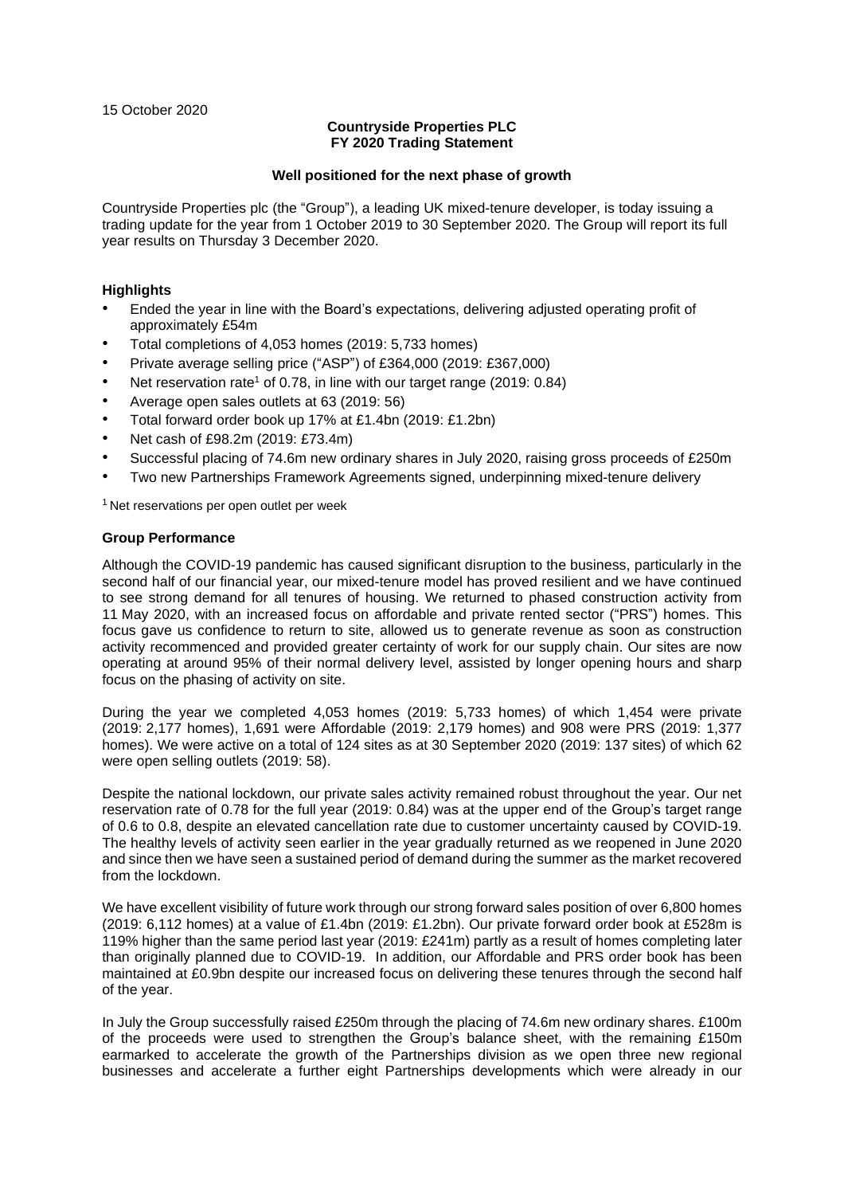15 October 2020

**Countryside Properties PLC**
**FY 2020 Trading Statement**

**Well positioned for the next phase of growth**

Countryside Properties plc (the "Group"), a leading UK mixed-tenure developer, is today issuing a trading update for the year from 1 October 2019 to 30 September 2020. The Group will report its full year results on Thursday 3 December 2020.

**Highlights**

- Ended the year in line with the Board's expectations, delivering adjusted operating profit of approximately £54m
- Total completions of 4,053 homes (2019: 5,733 homes)
- Private average selling price ("ASP") of £364,000 (2019: £367,000)
- Net reservation rate[1] of 0.78, in line with our target range (2019: 0.84)
- Average open sales outlets at 63 (2019: 56)
- Total forward order book up 17% at £1.4bn (2019: £1.2bn)
- Net cash of £98.2m (2019: £73.4m)
- Successful placing of 74.6m new ordinary shares in July 2020, raising gross proceeds of £250m
- Two new Partnerships Framework Agreements signed, underpinning mixed-tenure delivery

[1] Net reservations per open outlet per week

**Group Performance**

Although the COVID-19 pandemic has caused significant disruption to the business, particularly in the second half of our financial year, our mixed-tenure model has proved resilient and we have continued to see strong demand for all tenures of housing. We returned to phased construction activity from 11 May 2020, with an increased focus on affordable and private rented sector ("PRS") homes. This focus gave us confidence to return to site, allowed us to generate revenue as soon as construction activity recommenced and provided greater certainty of work for our supply chain. Our sites are now operating at around 95% of their normal delivery level, assisted by longer opening hours and sharp focus on the phasing of activity on site.

During the year we completed 4,053 homes (2019: 5,733 homes) of which 1,454 were private (2019: 2,177 homes), 1,691 were Affordable (2019: 2,179 homes) and 908 were PRS (2019: 1,377 homes). We were active on a total of 124 sites as at 30 September 2020 (2019: 137 sites) of which 62 were open selling outlets (2019: 58).

Despite the national lockdown, our private sales activity remained robust throughout the year. Our net reservation rate of 0.78 for the full year (2019: 0.84) was at the upper end of the Group's target range of 0.6 to 0.8, despite an elevated cancellation rate due to customer uncertainty caused by COVID-19. The healthy levels of activity seen earlier in the year gradually returned as we reopened in June 2020 and since then we have seen a sustained period of demand during the summer as the market recovered from the lockdown.

We have excellent visibility of future work through our strong forward sales position of over 6,800 homes (2019: 6,112 homes) at a value of £1.4bn (2019: £1.2bn). Our private forward order book at £528m is 119% higher than the same period last year (2019: £241m) partly as a result of homes completing later than originally planned due to COVID-19. In addition, our Affordable and PRS order book has been maintained at £0.9bn despite our increased focus on delivering these tenures through the second half of the year.

In July the Group successfully raised £250m through the placing of 74.6m new ordinary shares. £100m of the proceeds were used to strengthen the Group's balance sheet, with the remaining £150m earmarked to accelerate the growth of the Partnerships division as we open three new regional businesses and accelerate a further eight Partnerships developments which were already in our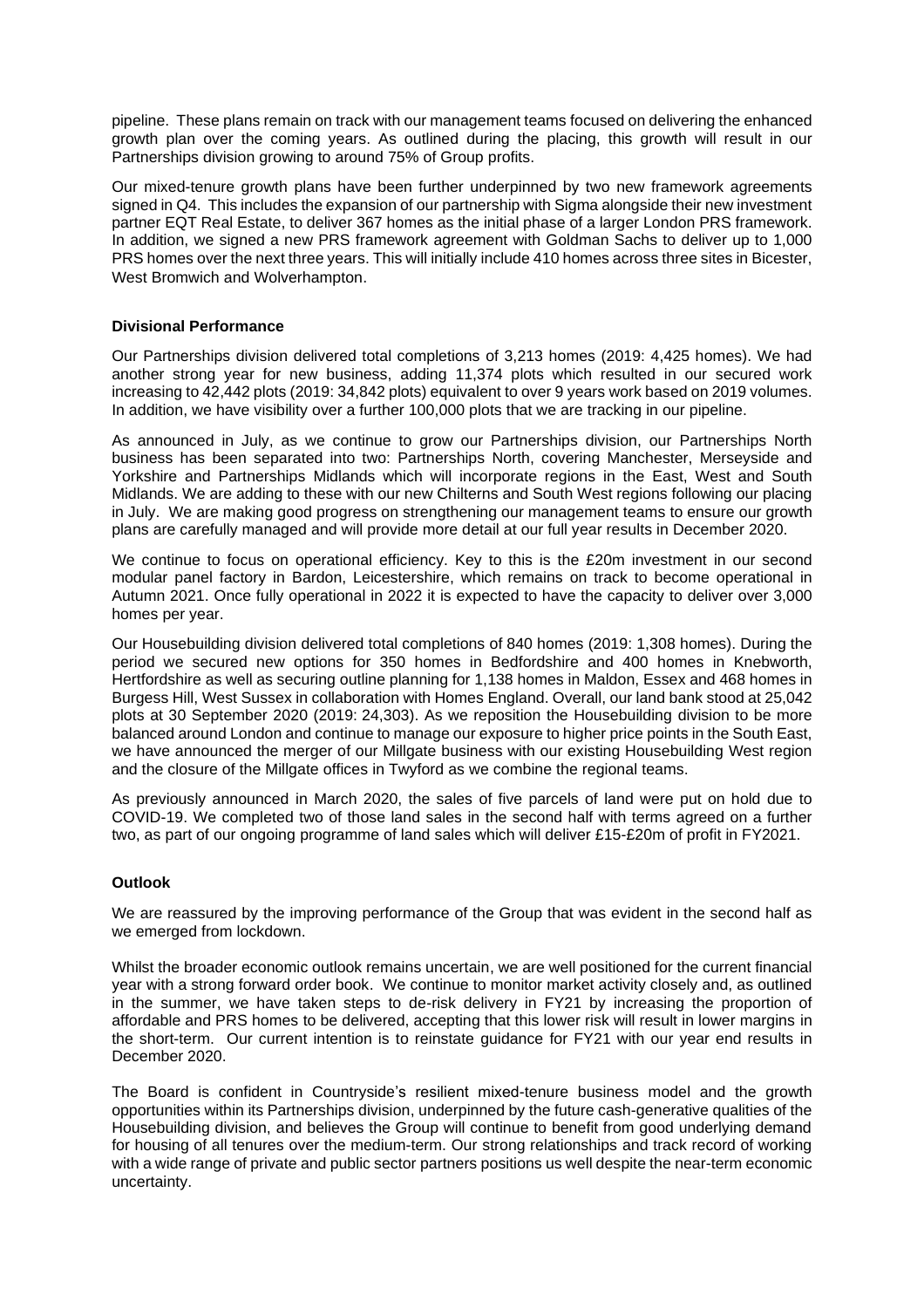pipeline. These plans remain on track with our management teams focused on delivering the enhanced growth plan over the coming years. As outlined during the placing, this growth will result in our Partnerships division growing to around 75% of Group profits.

Our mixed-tenure growth plans have been further underpinned by two new framework agreements signed in Q4. This includes the expansion of our partnership with Sigma alongside their new investment partner EQT Real Estate, to deliver 367 homes as the initial phase of a larger London PRS framework. In addition, we signed a new PRS framework agreement with Goldman Sachs to deliver up to 1,000 PRS homes over the next three years. This will initially include 410 homes across three sites in Bicester, West Bromwich and Wolverhampton.

**Divisional Performance**

Our Partnerships division delivered total completions of 3,213 homes (2019: 4,425 homes). We had another strong year for new business, adding 11,374 plots which resulted in our secured work increasing to 42,442 plots (2019: 34,842 plots) equivalent to over 9 years work based on 2019 volumes. In addition, we have visibility over a further 100,000 plots that we are tracking in our pipeline.

As announced in July, as we continue to grow our Partnerships division, our Partnerships North business has been separated into two: Partnerships North, covering Manchester, Merseyside and Yorkshire and Partnerships Midlands which will incorporate regions in the East, West and South Midlands. We are adding to these with our new Chilterns and South West regions following our placing in July. We are making good progress on strengthening our management teams to ensure our growth plans are carefully managed and will provide more detail at our full year results in December 2020.

We continue to focus on operational efficiency. Key to this is the £20m investment in our second modular panel factory in Bardon, Leicestershire, which remains on track to become operational in Autumn 2021. Once fully operational in 2022 it is expected to have the capacity to deliver over 3,000 homes per year.

Our Housebuilding division delivered total completions of 840 homes (2019: 1,308 homes). During the period we secured new options for 350 homes in Bedfordshire and 400 homes in Knebworth, Hertfordshire as well as securing outline planning for 1,138 homes in Maldon, Essex and 468 homes in Burgess Hill, West Sussex in collaboration with Homes England. Overall, our land bank stood at 25,042 plots at 30 September 2020 (2019: 24,303). As we reposition the Housebuilding division to be more balanced around London and continue to manage our exposure to higher price points in the South East, we have announced the merger of our Millgate business with our existing Housebuilding West region and the closure of the Millgate offices in Twyford as we combine the regional teams.

As previously announced in March 2020, the sales of five parcels of land were put on hold due to COVID-19. We completed two of those land sales in the second half with terms agreed on a further two, as part of our ongoing programme of land sales which will deliver £15-£20m of profit in FY2021.

**Outlook**

We are reassured by the improving performance of the Group that was evident in the second half as we emerged from lockdown.

Whilst the broader economic outlook remains uncertain, we are well positioned for the current financial year with a strong forward order book. We continue to monitor market activity closely and, as outlined in the summer, we have taken steps to de-risk delivery in FY21 by increasing the proportion of affordable and PRS homes to be delivered, accepting that this lower risk will result in lower margins in the short-term. Our current intention is to reinstate guidance for FY21 with our year end results in December 2020.

The Board is confident in Countryside's resilient mixed-tenure business model and the growth opportunities within its Partnerships division, underpinned by the future cash-generative qualities of the Housebuilding division, and believes the Group will continue to benefit from good underlying demand for housing of all tenures over the medium-term. Our strong relationships and track record of working with a wide range of private and public sector partners positions us well despite the near-term economic uncertainty.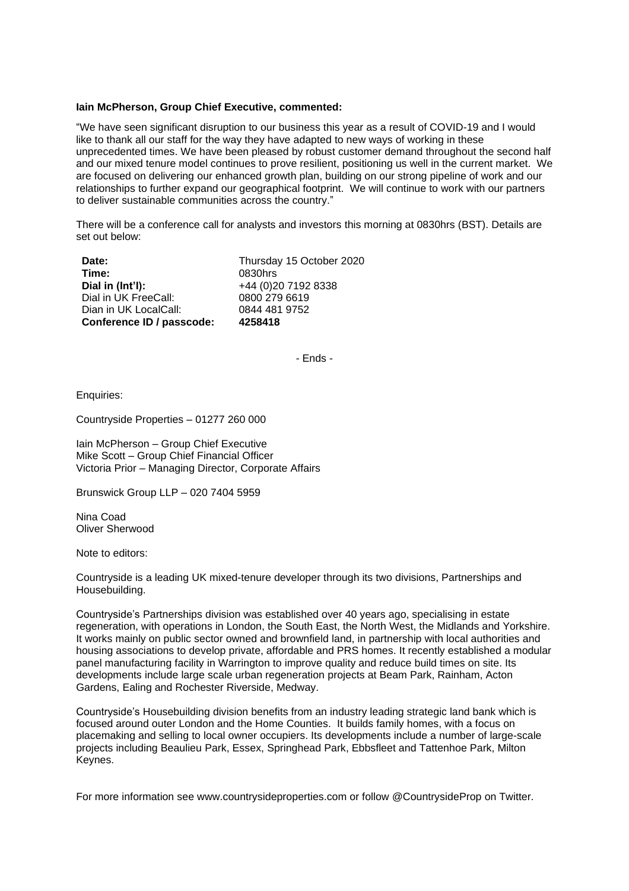**Iain McPherson, Group Chief Executive, commented:**

"We have seen significant disruption to our business this year as a result of COVID-19 and I would like to thank all our staff for the way they have adapted to new ways of working in these unprecedented times. We have been pleased by robust customer demand throughout the second half and our mixed tenure model continues to prove resilient, positioning us well in the current market. We are focused on delivering our enhanced growth plan, building on our strong pipeline of work and our relationships to further expand our geographical footprint. We will continue to work with our partners to deliver sustainable communities across the country."

There will be a conference call for analysts and investors this morning at 0830hrs (BST). Details are set out below:

| | |
|---|---|
| **Date:** | Thursday 15 October 2020 |
| **Time:** | 0830hrs |
| **Dial in (Int'l):** | +44 (0)20 7192 8338 |
| Dial in UK FreeCall: | 0800 279 6619 |
| Dian in UK LocalCall: | 0844 481 9752 |
| **Conference ID / passcode:** | **4258418** |

\- Ends -

Enquiries:

Countryside Properties – 01277 260 000

Iain McPherson – Group Chief Executive
Mike Scott – Group Chief Financial Officer
Victoria Prior – Managing Director, Corporate Affairs

Brunswick Group LLP – 020 7404 5959

Nina Coad
Oliver Sherwood

Note to editors:

Countryside is a leading UK mixed-tenure developer through its two divisions, Partnerships and Housebuilding.

Countryside's Partnerships division was established over 40 years ago, specialising in estate regeneration, with operations in London, the South East, the North West, the Midlands and Yorkshire. It works mainly on public sector owned and brownfield land, in partnership with local authorities and housing associations to develop private, affordable and PRS homes. It recently established a modular panel manufacturing facility in Warrington to improve quality and reduce build times on site. Its developments include large scale urban regeneration projects at Beam Park, Rainham, Acton Gardens, Ealing and Rochester Riverside, Medway.

Countryside's Housebuilding division benefits from an industry leading strategic land bank which is focused around outer London and the Home Counties. It builds family homes, with a focus on placemaking and selling to local owner occupiers. Its developments include a number of large-scale projects including Beaulieu Park, Essex, Springhead Park, Ebbsfleet and Tattenhoe Park, Milton Keynes.

For more information see www.countrysideproperties.com or follow @CountrysideProp on Twitter.